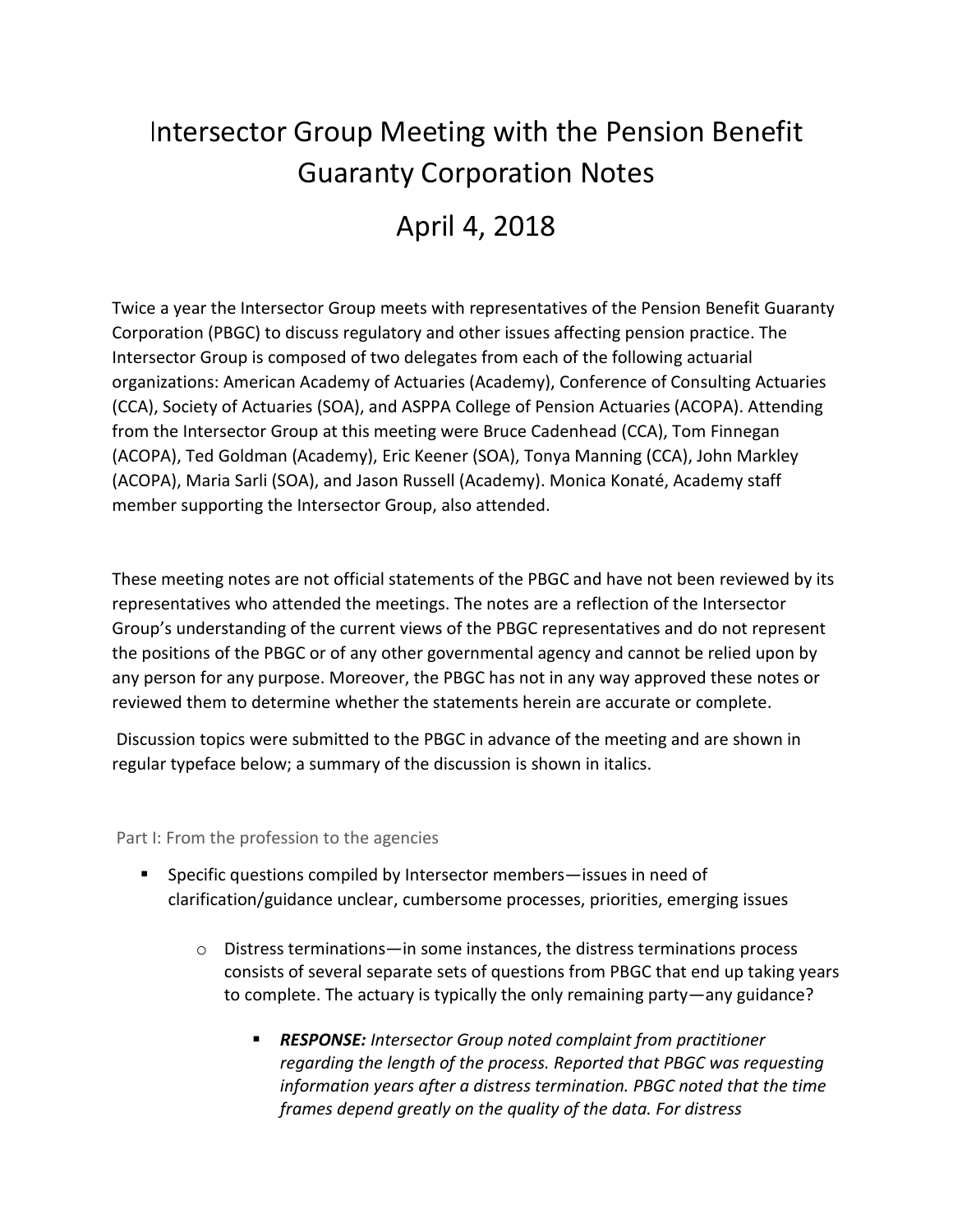# Intersector Group Meeting with the Pension Benefit Guaranty Corporation Notes

## April 4, 2018

Twice a year the Intersector Group meets with representatives of the Pension Benefit Guaranty Corporation (PBGC) to discuss regulatory and other issues affecting pension practice. The Intersector Group is composed of two delegates from each of the following actuarial organizations: American Academy of Actuaries (Academy), Conference of Consulting Actuaries (CCA), Society of Actuaries (SOA), and ASPPA College of Pension Actuaries (ACOPA). Attending from the Intersector Group at this meeting were Bruce Cadenhead (CCA), Tom Finnegan (ACOPA), Ted Goldman (Academy), Eric Keener (SOA), Tonya Manning (CCA), John Markley (ACOPA), Maria Sarli (SOA), and Jason Russell (Academy). Monica Konaté, Academy staff member supporting the Intersector Group, also attended.

These meeting notes are not official statements of the PBGC and have not been reviewed by its representatives who attended the meetings. The notes are a reflection of the Intersector Group's understanding of the current views of the PBGC representatives and do not represent the positions of the PBGC or of any other governmental agency and cannot be relied upon by any person for any purpose. Moreover, the PBGC has not in any way approved these notes or reviewed them to determine whether the statements herein are accurate or complete.

Discussion topics were submitted to the PBGC in advance of the meeting and are shown in regular typeface below; a summary of the discussion is shown in italics.

Part I: From the profession to the agencies

- Specific questions compiled by Intersector members—issues in need of clarification/guidance unclear, cumbersome processes, priorities, emerging issues
  - Distress terminations—in some instances, the distress terminations process consists of several separate sets of questions from PBGC that end up taking years to complete. The actuary is typically the only remaining party—any guidance?
    - ***RESPONSE:*** *Intersector Group noted complaint from practitioner regarding the length of the process. Reported that PBGC was requesting information years after a distress termination. PBGC noted that the time frames depend greatly on the quality of the data. For distress*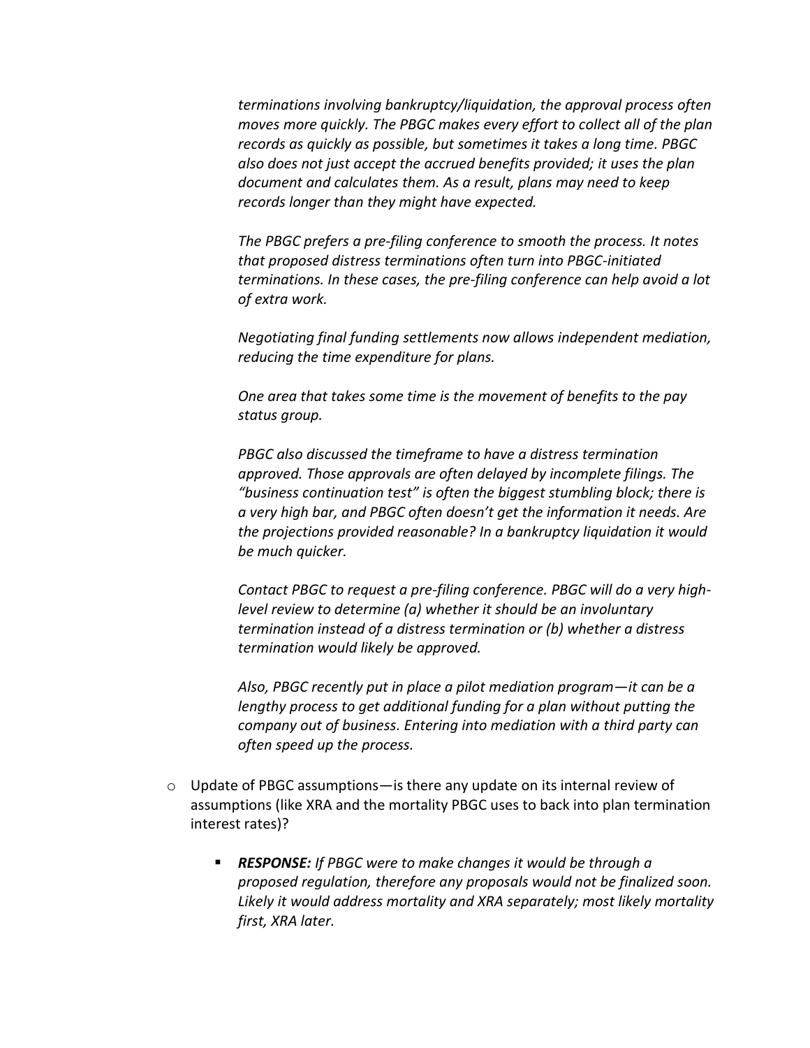*terminations involving bankruptcy/liquidation, the approval process often moves more quickly. The PBGC makes every effort to collect all of the plan records as quickly as possible, but sometimes it takes a long time. PBGC also does not just accept the accrued benefits provided; it uses the plan document and calculates them. As a result, plans may need to keep records longer than they might have expected.*

*The PBGC prefers a pre-filing conference to smooth the process. It notes that proposed distress terminations often turn into PBGC-initiated terminations. In these cases, the pre-filing conference can help avoid a lot of extra work.*

*Negotiating final funding settlements now allows independent mediation, reducing the time expenditure for plans.*

*One area that takes some time is the movement of benefits to the pay status group.*

*PBGC also discussed the timeframe to have a distress termination approved. Those approvals are often delayed by incomplete filings. The "business continuation test" is often the biggest stumbling block; there is a very high bar, and PBGC often doesn't get the information it needs. Are the projections provided reasonable? In a bankruptcy liquidation it would be much quicker.*

*Contact PBGC to request a pre-filing conference. PBGC will do a very high-level review to determine (a) whether it should be an involuntary termination instead of a distress termination or (b) whether a distress termination would likely be approved.*

*Also, PBGC recently put in place a pilot mediation program—it can be a lengthy process to get additional funding for a plan without putting the company out of business. Entering into mediation with a third party can often speed up the process.*

- Update of PBGC assumptions—is there any update on its internal review of assumptions (like XRA and the mortality PBGC uses to back into plan termination interest rates)?
  - ***RESPONSE:*** *If PBGC were to make changes it would be through a proposed regulation, therefore any proposals would not be finalized soon. Likely it would address mortality and XRA separately; most likely mortality first, XRA later.*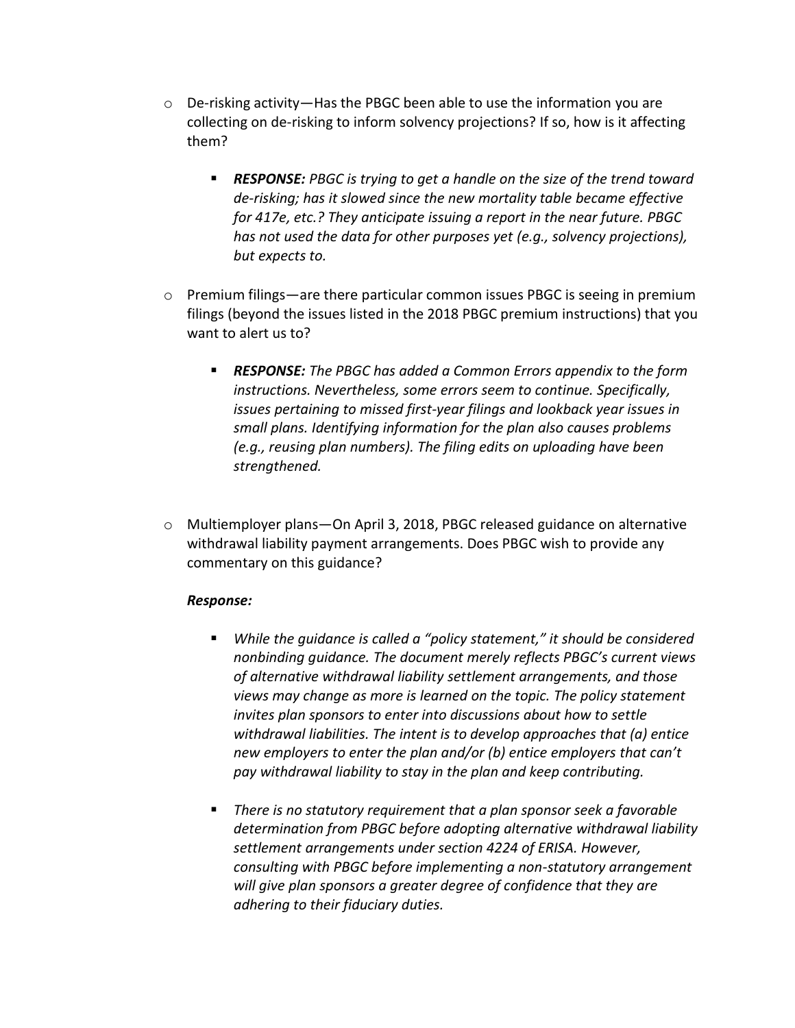- De-risking activity—Has the PBGC been able to use the information you are collecting on de-risking to inform solvency projections? If so, how is it affecting them?

  - ***RESPONSE:*** *PBGC is trying to get a handle on the size of the trend toward de-risking; has it slowed since the new mortality table became effective for 417e, etc.? They anticipate issuing a report in the near future. PBGC has not used the data for other purposes yet (e.g., solvency projections), but expects to.*

- Premium filings—are there particular common issues PBGC is seeing in premium filings (beyond the issues listed in the 2018 PBGC premium instructions) that you want to alert us to?

  - ***RESPONSE:*** *The PBGC has added a Common Errors appendix to the form instructions. Nevertheless, some errors seem to continue. Specifically, issues pertaining to missed first-year filings and lookback year issues in small plans. Identifying information for the plan also causes problems (e.g., reusing plan numbers). The filing edits on uploading have been strengthened.*

- Multiemployer plans—On April 3, 2018, PBGC released guidance on alternative withdrawal liability payment arrangements. Does PBGC wish to provide any commentary on this guidance?

  ***Response:***

  - *While the guidance is called a "policy statement," it should be considered nonbinding guidance. The document merely reflects PBGC's current views of alternative withdrawal liability settlement arrangements, and those views may change as more is learned on the topic. The policy statement invites plan sponsors to enter into discussions about how to settle withdrawal liabilities. The intent is to develop approaches that (a) entice new employers to enter the plan and/or (b) entice employers that can't pay withdrawal liability to stay in the plan and keep contributing.*

  - *There is no statutory requirement that a plan sponsor seek a favorable determination from PBGC before adopting alternative withdrawal liability settlement arrangements under section 4224 of ERISA. However, consulting with PBGC before implementing a non-statutory arrangement will give plan sponsors a greater degree of confidence that they are adhering to their fiduciary duties.*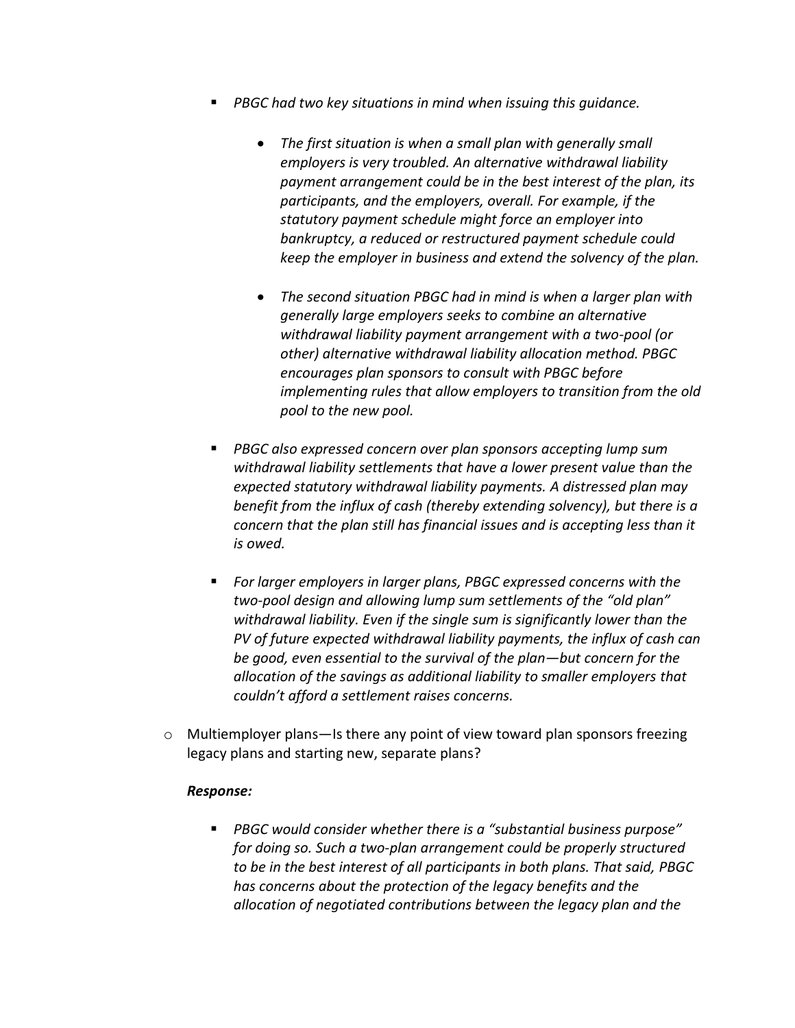- *PBGC had two key situations in mind when issuing this guidance.*

    - *The first situation is when a small plan with generally small employers is very troubled. An alternative withdrawal liability payment arrangement could be in the best interest of the plan, its participants, and the employers, overall. For example, if the statutory payment schedule might force an employer into bankruptcy, a reduced or restructured payment schedule could keep the employer in business and extend the solvency of the plan.*

    - *The second situation PBGC had in mind is when a larger plan with generally large employers seeks to combine an alternative withdrawal liability payment arrangement with a two-pool (or other) alternative withdrawal liability allocation method. PBGC encourages plan sponsors to consult with PBGC before implementing rules that allow employers to transition from the old pool to the new pool.*

- *PBGC also expressed concern over plan sponsors accepting lump sum withdrawal liability settlements that have a lower present value than the expected statutory withdrawal liability payments. A distressed plan may benefit from the influx of cash (thereby extending solvency), but there is a concern that the plan still has financial issues and is accepting less than it is owed.*

- *For larger employers in larger plans, PBGC expressed concerns with the two-pool design and allowing lump sum settlements of the "old plan" withdrawal liability. Even if the single sum is significantly lower than the PV of future expected withdrawal liability payments, the influx of cash can be good, even essential to the survival of the plan—but concern for the allocation of the savings as additional liability to smaller employers that couldn't afford a settlement raises concerns.*

- Multiemployer plans—Is there any point of view toward plan sponsors freezing legacy plans and starting new, separate plans?

  ***Response:***

  - *PBGC would consider whether there is a "substantial business purpose" for doing so. Such a two-plan arrangement could be properly structured to be in the best interest of all participants in both plans. That said, PBGC has concerns about the protection of the legacy benefits and the allocation of negotiated contributions between the legacy plan and the*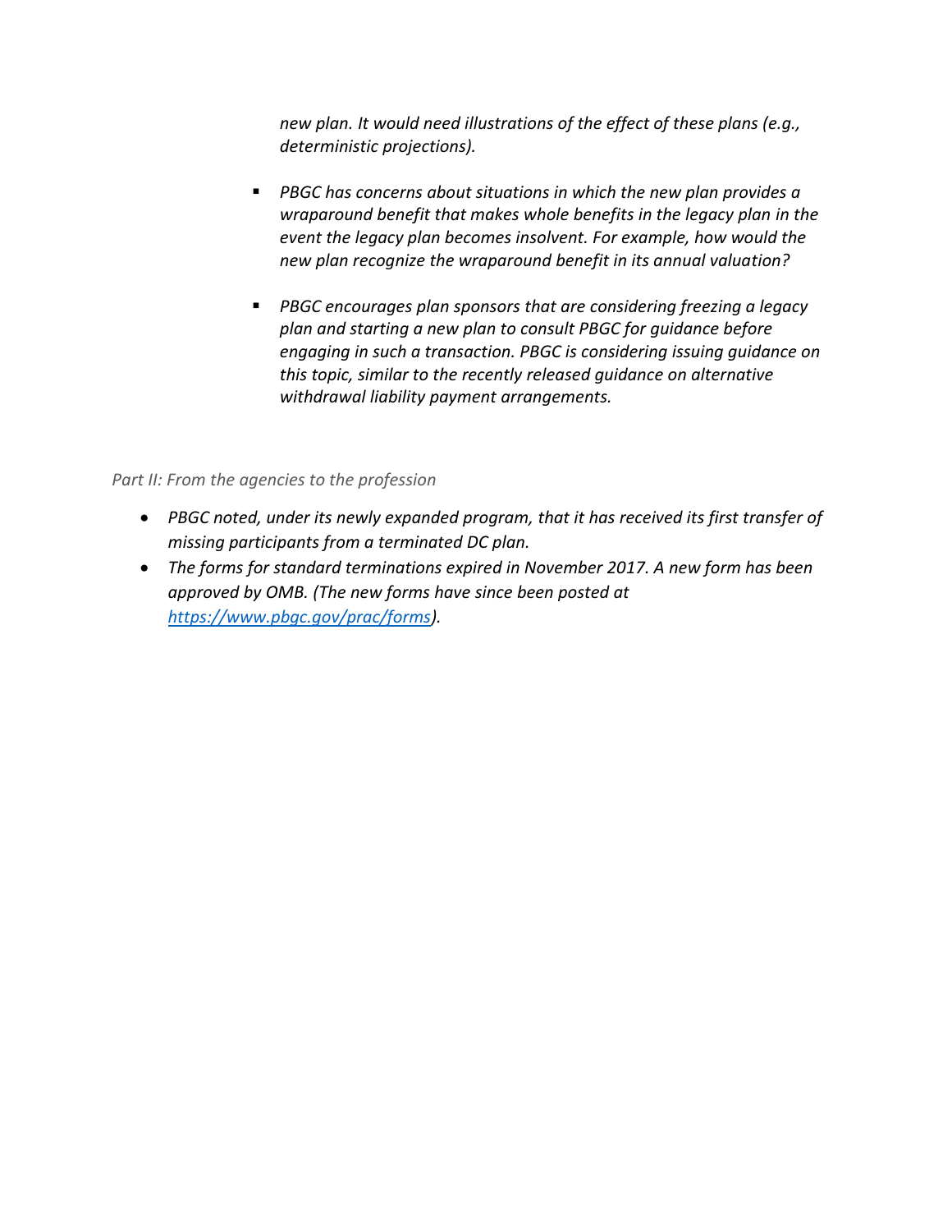*new plan. It would need illustrations of the effect of these plans (e.g., deterministic projections).*

- *PBGC has concerns about situations in which the new plan provides a wraparound benefit that makes whole benefits in the legacy plan in the event the legacy plan becomes insolvent. For example, how would the new plan recognize the wraparound benefit in its annual valuation?*

- *PBGC encourages plan sponsors that are considering freezing a legacy plan and starting a new plan to consult PBGC for guidance before engaging in such a transaction. PBGC is considering issuing guidance on this topic, similar to the recently released guidance on alternative withdrawal liability payment arrangements.*

*Part II: From the agencies to the profession*

- *PBGC noted, under its newly expanded program, that it has received its first transfer of missing participants from a terminated DC plan.*
- *The forms for standard terminations expired in November 2017. A new form has been approved by OMB. (The new forms have since been posted at [https://www.pbgc.gov/prac/forms](https://www.pbgc.gov/prac/forms)).*